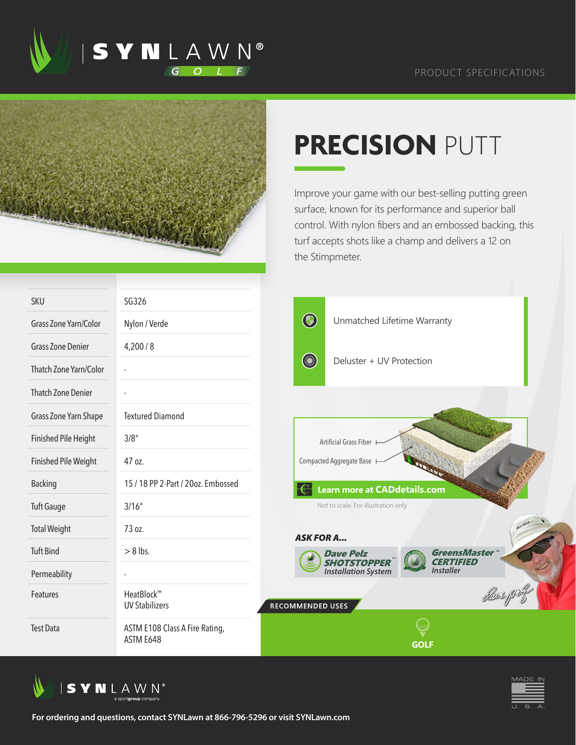SYNLAWN® GOLF

PRODUCT SPECIFICATIONS

# PRECISION PUTT

Improve your game with our best-selling putting green surface, known for its performance and superior ball control. With nylon fibers and an embossed backing, this turf accepts shots like a champ and delivers a 12 on the Stimpmeter.

| | |
|---|---|
| SKU | SG326 |
| Grass Zone Yarn/Color | Nylon / Verde |
| Grass Zone Denier | 4,200 / 8 |
| Thatch Zone Yarn/Color | - |
| Thatch Zone Denier | - |
| Grass Zone Yarn Shape | Textured Diamond |
| Finished Pile Height | 3/8" |
| Finished Pile Weight | 47 oz. |
| Backing | 15 / 18 PP 2-Part / 20oz. Embossed |
| Tuft Gauge | 3/16" |
| Total Weight | 73 oz. |
| Tuft Bind | > 8 lbs. |
| Permeability | - |
| Features | HeatBlock™ UV Stabilizers |
| Test Data | ASTM E108 Class A Fire Rating, ASTM E648 |

- Unmatched Lifetime Warranty
- Deluster + UV Protection

Artificial Grass Fiber

Compacted Aggregate Base

Learn more at CADdetails.com

Not to scale. For illustration only.

**ASK FOR A...**

*Dave Pelz SHOTSTOPPER™ Installation System*

*GreensMaster™ CERTIFIED Installer*

RECOMMENDED USES

GOLF

SYNLAWN® a sportgroup company

MADE IN U. S. A.

**For ordering and questions, contact SYNLawn at 866-796-5296 or visit SYNLawn.com**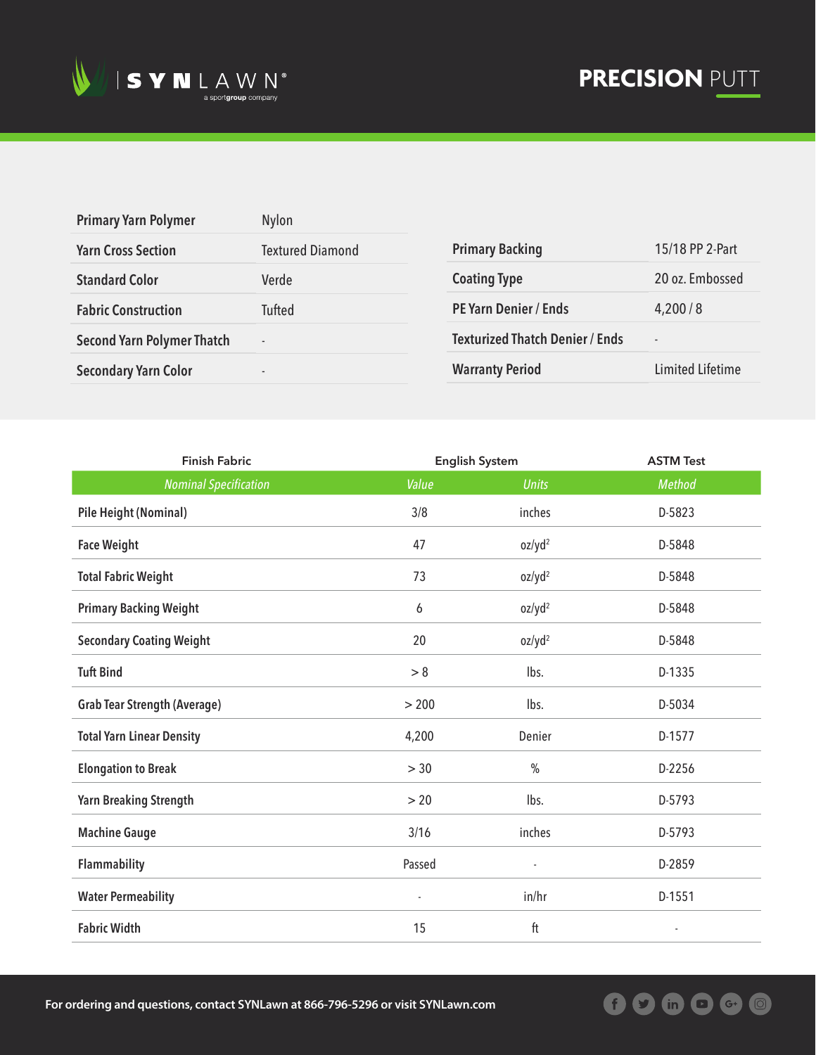# SYNLAWN

a sportgroup company

# PRECISION PUTT

| | |
|---|---|
| Primary Yarn Polymer | Nylon |
| Yarn Cross Section | Textured Diamond |
| Standard Color | Verde |
| Fabric Construction | Tufted |
| Second Yarn Polymer Thatch | - |
| Secondary Yarn Color | - |

| | |
|---|---|
| Primary Backing | 15/18 PP 2-Part |
| Coating Type | 20 oz. Embossed |
| PE Yarn Denier / Ends | 4,200 / 8 |
| Texturized Thatch Denier / Ends | - |
| Warranty Period | Limited Lifetime |

| Finish Fabric | English System | | ASTM Test |
|---|---|---|---|
| *Nominal Specification* | *Value* | *Units* | *Method* |
| Pile Height (Nominal) | 3/8 | inches | D-5823 |
| Face Weight | 47 | $oz/yd^2$ | D-5848 |
| Total Fabric Weight | 73 | $oz/yd^2$ | D-5848 |
| Primary Backing Weight | 6 | $oz/yd^2$ | D-5848 |
| Secondary Coating Weight | 20 | $oz/yd^2$ | D-5848 |
| Tuft Bind | > 8 | lbs. | D-1335 |
| Grab Tear Strength (Average) | > 200 | lbs. | D-5034 |
| Total Yarn Linear Density | 4,200 | Denier | D-1577 |
| Elongation to Break | > 30 | % | D-2256 |
| Yarn Breaking Strength | > 20 | lbs. | D-5793 |
| Machine Gauge | 3/16 | inches | D-5793 |
| Flammability | Passed | - | D-2859 |
| Water Permeability | - | in/hr | D-1551 |
| Fabric Width | 15 | ft | - |

For ordering and questions, contact SYNLawn at 866-796-5296 or visit SYNLawn.com